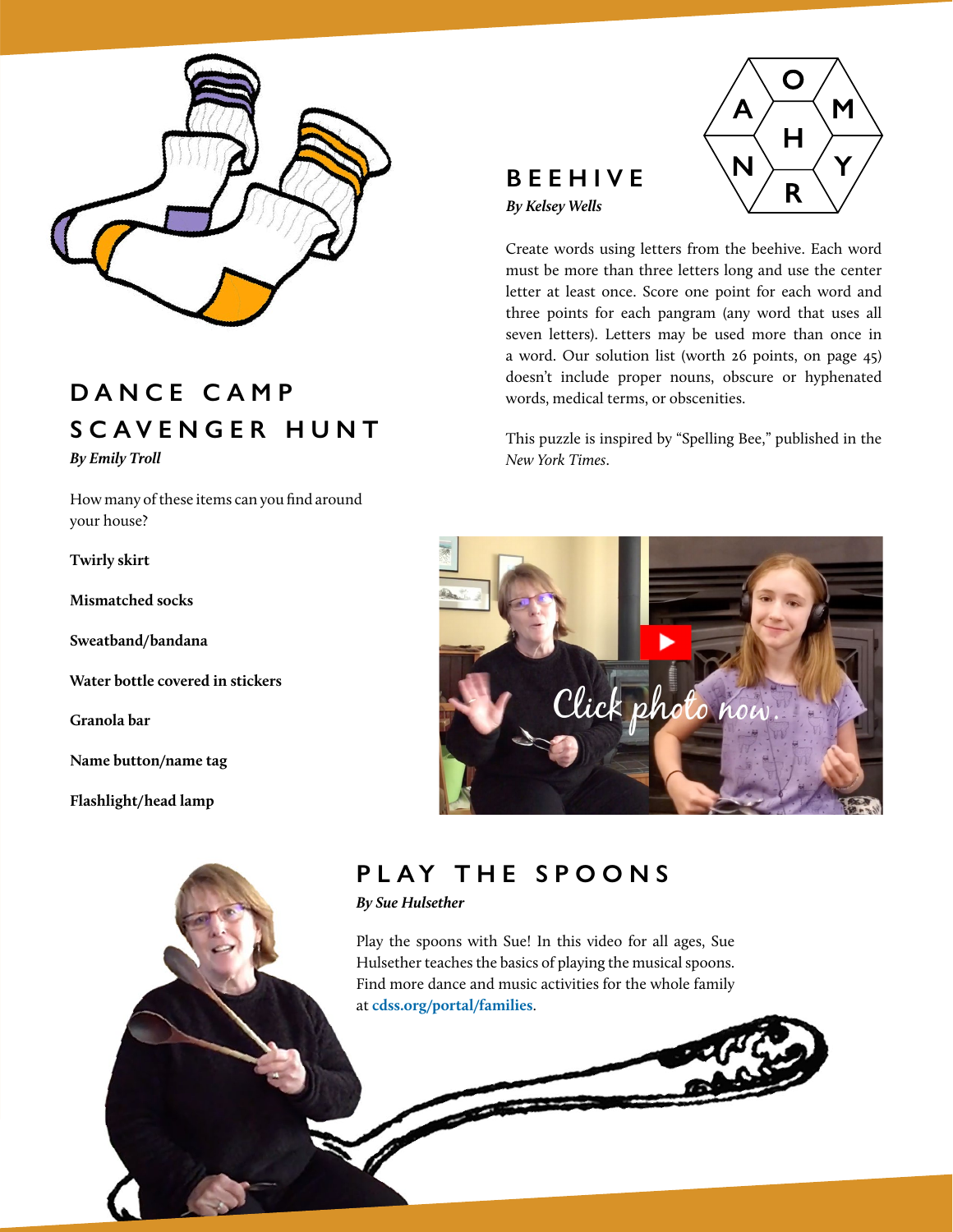## DANCE CAMP SCAVENGER HUNT

*By Emily Troll*

How many of these items can you find around your house?

**Twirly skirt**

**Mismatched socks**

**Sweatband/bandana**

**Water bottle covered in stickers**

**Granola bar**

**Name button/name tag**

**Flashlight/head lamp**

## BEEHIVE

*By Kelsey Wells*

Create words using letters from the beehive. Each word must be more than three letters long and use the center letter at least once. Score one point for each word and three points for each pangram (any word that uses all seven letters). Letters may be used more than once in a word. Our solution list (worth 26 points, on page 45) doesn't include proper nouns, obscure or hyphenated words, medical terms, or obscenities.

This puzzle is inspired by "Spelling Bee," published in the *New York Times*.

## PLAY THE SPOONS

*By Sue Hulsether*

Play the spoons with Sue! In this video for all ages, Sue Hulsether teaches the basics of playing the musical spoons. Find more dance and music activities for the whole family at **cdss.org/portal/families**.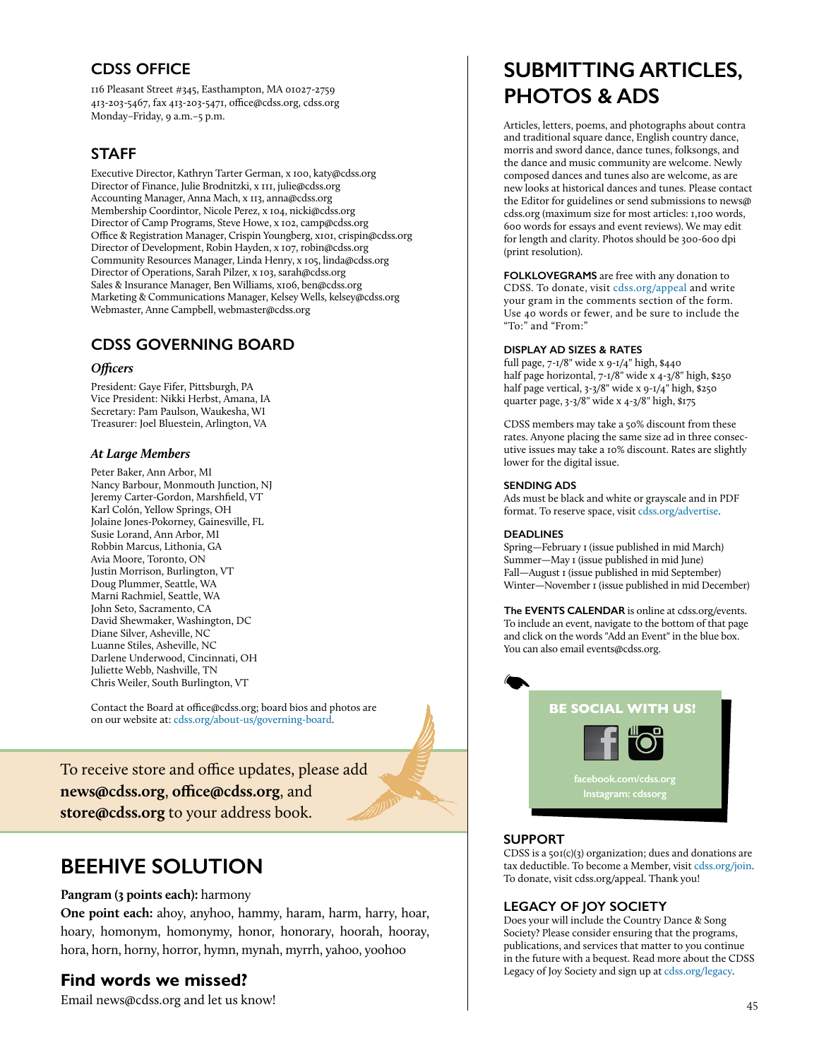## CDSS OFFICE

116 Pleasant Street #345, Easthampton, MA 01027-2759
413-203-5467, fax 413-203-5471, office@cdss.org, cdss.org
Monday–Friday, 9 a.m.–5 p.m.

## STAFF

Executive Director, Kathryn Tarter German, x 100, katy@cdss.org
Director of Finance, Julie Brodnitzki, x 111, julie@cdss.org
Accounting Manager, Anna Mach, x 113, anna@cdss.org
Membership Coordintor, Nicole Perez, x 104, nicki@cdss.org
Director of Camp Programs, Steve Howe, x 102, camp@cdss.org
Office & Registration Manager, Crispin Youngberg, x101, crispin@cdss.org
Director of Development, Robin Hayden, x 107, robin@cdss.org
Community Resources Manager, Linda Henry, x 105, linda@cdss.org
Director of Operations, Sarah Pilzer, x 103, sarah@cdss.org
Sales & Insurance Manager, Ben Williams, x106, ben@cdss.org
Marketing & Communications Manager, Kelsey Wells, kelsey@cdss.org
Webmaster, Anne Campbell, webmaster@cdss.org

## CDSS GOVERNING BOARD

### *Officers*

President: Gaye Fifer, Pittsburgh, PA
Vice President: Nikki Herbst, Amana, IA
Secretary: Pam Paulson, Waukesha, WI
Treasurer: Joel Bluestein, Arlington, VA

### *At Large Members*

Peter Baker, Ann Arbor, MI
Nancy Barbour, Monmouth Junction, NJ
Jeremy Carter-Gordon, Marshfield, VT
Karl Colón, Yellow Springs, OH
Jolaine Jones-Pokorney, Gainesville, FL
Susie Lorand, Ann Arbor, MI
Robbin Marcus, Lithonia, GA
Avia Moore, Toronto, ON
Justin Morrison, Burlington, VT
Doug Plummer, Seattle, WA
Marni Rachmiel, Seattle, WA
John Seto, Sacramento, CA
David Shewmaker, Washington, DC
Diane Silver, Asheville, NC
Luanne Stiles, Asheville, NC
Darlene Underwood, Cincinnati, OH
Juliette Webb, Nashville, TN
Chris Weiler, South Burlington, VT

Contact the Board at office@cdss.org; board bios and photos are on our website at: cdss.org/about-us/governing-board.

To receive store and office updates, please add **news@cdss.org**, **office@cdss.org**, and **store@cdss.org** to your address book.

## BEEHIVE SOLUTION

**Pangram (3 points each):** harmony
**One point each:** ahoy, anyhoo, hammy, haram, harm, harry, hoar, hoary, homonym, homonymy, honor, honorary, hoorah, hooray, hora, horn, horny, horror, hymn, mynah, myrrh, yahoo, yoohoo

### Find words we missed?

Email news@cdss.org and let us know!

## SUBMITTING ARTICLES, PHOTOS & ADS

Articles, letters, poems, and photographs about contra and traditional square dance, English country dance, morris and sword dance, dance tunes, folksongs, and the dance and music community are welcome. Newly composed dances and tunes also are welcome, as are new looks at historical dances and tunes. Please contact the Editor for guidelines or send submissions to news@cdss.org (maximum size for most articles: 1,100 words, 600 words for essays and event reviews). We may edit for length and clarity. Photos should be 300-600 dpi (print resolution).

**FOLKLOVEGRAMS** are free with any donation to CDSS. To donate, visit cdss.org/appeal and write your gram in the comments section of the form. Use 40 words or fewer, and be sure to include the "To:" and "From:"

**DISPLAY AD SIZES & RATES**
full page, 7-1/8" wide x 9-1/4" high, $440
half page horizontal, 7-1/8" wide x 4-3/8" high, $250
half page vertical, 3-3/8" wide x 9-1/4" high, $250
quarter page, 3-3/8" wide x 4-3/8" high, $175

CDSS members may take a 50% discount from these rates. Anyone placing the same size ad in three consecutive issues may take a 10% discount. Rates are slightly lower for the digital issue.

**SENDING ADS**
Ads must be black and white or grayscale and in PDF format. To reserve space, visit cdss.org/advertise.

**DEADLINES**
Spring—February 1 (issue published in mid March)
Summer—May 1 (issue published in mid June)
Fall—August 1 (issue published in mid September)
Winter—November 1 (issue published in mid December)

**The EVENTS CALENDAR** is online at cdss.org/events. To include an event, navigate to the bottom of that page and click on the words "Add an Event" in the blue box. You can also email events@cdss.org.

**BE SOCIAL WITH US!**
facebook.com/cdss.org
Instagram: cdssorg

## SUPPORT

CDSS is a 501(c)(3) organization; dues and donations are tax deductible. To become a Member, visit cdss.org/join. To donate, visit cdss.org/appeal. Thank you!

## LEGACY OF JOY SOCIETY

Does your will include the Country Dance & Song Society? Please consider ensuring that the programs, publications, and services that matter to you continue in the future with a bequest. Read more about the CDSS Legacy of Joy Society and sign up at cdss.org/legacy.